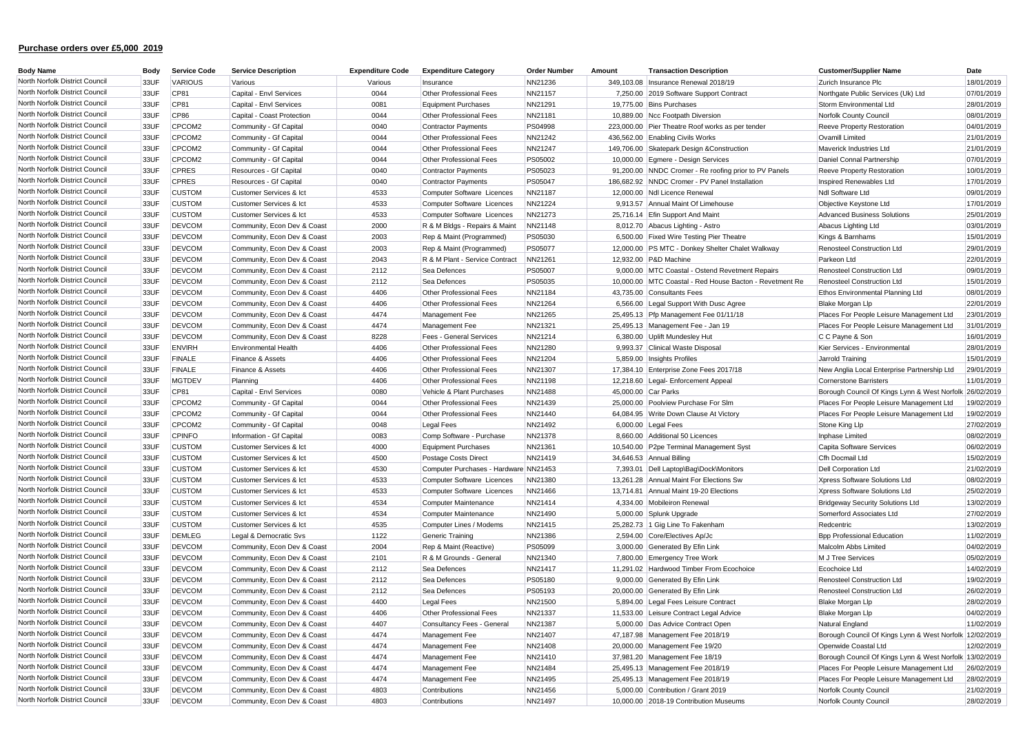## **Purchase orders over £5,000 2019**

| Body Name | Body | Service Code | Service Description | Expenditure Code | Expenditure Category | Order Number | Amount | Transaction Description | Customer/Supplier Name | Date |
|---|---|---|---|---|---|---|---|---|---|---|
| North Norfolk District Council | 33UF | VARIOUS | Various | Various | Insurance | NN21236 | 349,103.08 | Insurance Renewal 2018/19 | Zurich Insurance Plc | 18/01/2019 |
| North Norfolk District Council | 33UF | CP81 | Capital - Envl Services | 0044 | Other Professional Fees | NN21157 | 7,250.00 | 2019 Software Support Contract | Northgate Public Services (Uk) Ltd | 07/01/2019 |
| North Norfolk District Council | 33UF | CP81 | Capital - Envl Services | 0081 | Equipment Purchases | NN21291 | 19,775.00 | Bins Purchases | Storm Environmental Ltd | 28/01/2019 |
| North Norfolk District Council | 33UF | CP86 | Capital - Coast Protection | 0044 | Other Professional Fees | NN21181 | 10,889.00 | Ncc Footpath Diversion | Norfolk County Council | 08/01/2019 |
| North Norfolk District Council | 33UF | CPCOM2 | Community - Gf Capital | 0040 | Contractor Payments | PS04998 | 223,000.00 | Pier Theatre Roof works as per tender | Reeve Property Restoration | 04/01/2019 |
| North Norfolk District Council | 33UF | CPCOM2 | Community - Gf Capital | 0044 | Other Professional Fees | NN21242 | 436,562.00 | Enabling Civils Works | Ovamill Limited | 21/01/2019 |
| North Norfolk District Council | 33UF | CPCOM2 | Community - Gf Capital | 0044 | Other Professional Fees | NN21247 | 149,706.00 | Skatepark Design &Construction | Maverick Industries Ltd | 21/01/2019 |
| North Norfolk District Council | 33UF | CPCOM2 | Community - Gf Capital | 0044 | Other Professional Fees | PS05002 | 10,000.00 | Egmere - Design Services | Daniel Connal Partnership | 07/01/2019 |
| North Norfolk District Council | 33UF | CPRES | Resources - Gf Capital | 0040 | Contractor Payments | PS05023 | 91,200.00 | NNDC Cromer - Re roofing prior to PV Panels | Reeve Property Restoration | 10/01/2019 |
| North Norfolk District Council | 33UF | CPRES | Resources - Gf Capital | 0040 | Contractor Payments | PS05047 | 186,682.92 | NNDC Cromer - PV Panel Installation | Inspired Renewables Ltd | 17/01/2019 |
| North Norfolk District Council | 33UF | CUSTOM | Customer Services & Ict | 4533 | Computer Software Licences | NN21187 | 12,000.00 | Ndl Licence Renewal | Ndl Software Ltd | 09/01/2019 |
| North Norfolk District Council | 33UF | CUSTOM | Customer Services & Ict | 4533 | Computer Software Licences | NN21224 | 9,913.57 | Annual Maint Of Limehouse | Objective Keystone Ltd | 17/01/2019 |
| North Norfolk District Council | 33UF | CUSTOM | Customer Services & Ict | 4533 | Computer Software Licences | NN21273 | 25,716.14 | Efin Support And Maint | Advanced Business Solutions | 25/01/2019 |
| North Norfolk District Council | 33UF | DEVCOM | Community, Econ Dev & Coast | 2000 | R & M Bldgs - Repairs & Maint | NN21148 | 8,012.70 | Abacus Lighting - Astro | Abacus Lighting Ltd | 03/01/2019 |
| North Norfolk District Council | 33UF | DEVCOM | Community, Econ Dev & Coast | 2003 | Rep & Maint (Programmed) | PS05030 | 6,500.00 | Fixed Wire Testing Pier Theatre | Kings & Barnhams | 15/01/2019 |
| North Norfolk District Council | 33UF | DEVCOM | Community, Econ Dev & Coast | 2003 | Rep & Maint (Programmed) | PS05077 | 12,000.00 | PS MTC - Donkey Shelter Chalet Walkway | Renosteel Construction Ltd | 29/01/2019 |
| North Norfolk District Council | 33UF | DEVCOM | Community, Econ Dev & Coast | 2043 | R & M Plant - Service Contract | NN21261 | 12,932.00 | P&D Machine | Parkeon Ltd | 22/01/2019 |
| North Norfolk District Council | 33UF | DEVCOM | Community, Econ Dev & Coast | 2112 | Sea Defences | PS05007 | 9,000.00 | MTC Coastal - Ostend Revetment Repairs | Renosteel Construction Ltd | 09/01/2019 |
| North Norfolk District Council | 33UF | DEVCOM | Community, Econ Dev & Coast | 2112 | Sea Defences | PS05035 | 10,000.00 | MTC Coastal - Red House Bacton - Revetment Re | Renosteel Construction Ltd | 15/01/2019 |
| North Norfolk District Council | 33UF | DEVCOM | Community, Econ Dev & Coast | 4406 | Other Professional Fees | NN21184 | 43,735.00 | Consultants Fees | Ethos Environmental Planning Ltd | 08/01/2019 |
| North Norfolk District Council | 33UF | DEVCOM | Community, Econ Dev & Coast | 4406 | Other Professional Fees | NN21264 | 6,566.00 | Legal Support With Dusc Agree | Blake Morgan Llp | 22/01/2019 |
| North Norfolk District Council | 33UF | DEVCOM | Community, Econ Dev & Coast | 4474 | Management Fee | NN21265 | 25,495.13 | Pfp Management Fee 01/11/18 | Places For People Leisure Management Ltd | 23/01/2019 |
| North Norfolk District Council | 33UF | DEVCOM | Community, Econ Dev & Coast | 4474 | Management Fee | NN21321 | 25,495.13 | Management Fee - Jan 19 | Places For People Leisure Management Ltd | 31/01/2019 |
| North Norfolk District Council | 33UF | DEVCOM | Community, Econ Dev & Coast | 8228 | Fees - General Services | NN21214 | 6,380.00 | Uplift Mundesley Hut | C C Payne & Son | 16/01/2019 |
| North Norfolk District Council | 33UF | ENVIRH | Environmental Health | 4406 | Other Professional Fees | NN21280 | 9,993.37 | Clinical Waste Disposal | Kier Services - Environmental | 28/01/2019 |
| North Norfolk District Council | 33UF | FINALE | Finance & Assets | 4406 | Other Professional Fees | NN21204 | 5,859.00 | Insights Profiles | Jarrold Training | 15/01/2019 |
| North Norfolk District Council | 33UF | FINALE | Finance & Assets | 4406 | Other Professional Fees | NN21307 | 17,384.10 | Enterprise Zone Fees 2017/18 | New Anglia Local Enterprise Partnership Ltd | 29/01/2019 |
| North Norfolk District Council | 33UF | MGTDEV | Planning | 4406 | Other Professional Fees | NN21198 | 12,218.60 | Legal- Enforcement Appeal | Cornerstone Barristers | 11/01/2019 |
| North Norfolk District Council | 33UF | CP81 | Capital - Envl Services | 0080 | Vehicle & Plant Purchases | NN21488 | 45,000.00 | Car Parks | Borough Council Of Kings Lynn & West Norfolk | 26/02/2019 |
| North Norfolk District Council | 33UF | CPCOM2 | Community - Gf Capital | 0044 | Other Professional Fees | NN21439 | 25,000.00 | Poolview Purchase For Slm | Places For People Leisure Management Ltd | 19/02/2019 |
| North Norfolk District Council | 33UF | CPCOM2 | Community - Gf Capital | 0044 | Other Professional Fees | NN21440 | 64,084.95 | Write Down Clause At Victory | Places For People Leisure Management Ltd | 19/02/2019 |
| North Norfolk District Council | 33UF | CPCOM2 | Community - Gf Capital | 0048 | Legal Fees | NN21492 | 6,000.00 | Legal Fees | Stone King Llp | 27/02/2019 |
| North Norfolk District Council | 33UF | CPINFO | Information - Gf Capital | 0083 | Comp Software - Purchase | NN21378 | 8,660.00 | Additional 50 Licences | Inphase Limited | 08/02/2019 |
| North Norfolk District Council | 33UF | CUSTOM | Customer Services & Ict | 4000 | Equipment Purchases | NN21361 | 10,540.00 | P2pe Terminal Management Syst | Capita Software Services | 06/02/2019 |
| North Norfolk District Council | 33UF | CUSTOM | Customer Services & Ict | 4500 | Postage Costs Direct | NN21419 | 34,646.53 | Annual Billing | Cfh Docmail Ltd | 15/02/2019 |
| North Norfolk District Council | 33UF | CUSTOM | Customer Services & Ict | 4530 | Computer Purchases - Hardware | NN21453 | 7,393.01 | Dell Laptop\Bag\Dock\Monitors | Dell Corporation Ltd | 21/02/2019 |
| North Norfolk District Council | 33UF | CUSTOM | Customer Services & Ict | 4533 | Computer Software Licences | NN21380 | 13,261.28 | Annual Maint For Elections Sw | Xpress Software Solutions Ltd | 08/02/2019 |
| North Norfolk District Council | 33UF | CUSTOM | Customer Services & Ict | 4533 | Computer Software Licences | NN21466 | 13,714.81 | Annual Maint 19-20 Elections | Xpress Software Solutions Ltd | 25/02/2019 |
| North Norfolk District Council | 33UF | CUSTOM | Customer Services & Ict | 4534 | Computer Maintenance | NN21414 | 4,334.00 | Mobileiron Renewal | Bridgeway Security Solutions Ltd | 13/02/2019 |
| North Norfolk District Council | 33UF | CUSTOM | Customer Services & Ict | 4534 | Computer Maintenance | NN21490 | 5,000.00 | Splunk Upgrade | Somerford Associates Ltd | 27/02/2019 |
| North Norfolk District Council | 33UF | CUSTOM | Customer Services & Ict | 4535 | Computer Lines / Modems | NN21415 | 25,282.73 | 1 Gig Line To Fakenham | Redcentric | 13/02/2019 |
| North Norfolk District Council | 33UF | DEMLEG | Legal & Democratic Svs | 1122 | Generic Training | NN21386 | 2,594.00 | Core/Electives Ap/Jc | Bpp Professional Education | 11/02/2019 |
| North Norfolk District Council | 33UF | DEVCOM | Community, Econ Dev & Coast | 2004 | Rep & Maint (Reactive) | PS05099 | 3,000.00 | Generated By Efin Link | Malcolm Abbs Limited | 04/02/2019 |
| North Norfolk District Council | 33UF | DEVCOM | Community, Econ Dev & Coast | 2101 | R & M Grounds - General | NN21340 | 7,800.00 | Emergency Tree Work | M J Tree Services | 05/02/2019 |
| North Norfolk District Council | 33UF | DEVCOM | Community, Econ Dev & Coast | 2112 | Sea Defences | NN21417 | 11,291.02 | Hardwood Timber From Ecochoice | Ecochoice Ltd | 14/02/2019 |
| North Norfolk District Council | 33UF | DEVCOM | Community, Econ Dev & Coast | 2112 | Sea Defences | PS05180 | 9,000.00 | Generated By Efin Link | Renosteel Construction Ltd | 19/02/2019 |
| North Norfolk District Council | 33UF | DEVCOM | Community, Econ Dev & Coast | 2112 | Sea Defences | PS05193 | 20,000.00 | Generated By Efin Link | Renosteel Construction Ltd | 26/02/2019 |
| North Norfolk District Council | 33UF | DEVCOM | Community, Econ Dev & Coast | 4400 | Legal Fees | NN21500 | 5,894.00 | Legal Fees Leisure Contract | Blake Morgan Llp | 28/02/2019 |
| North Norfolk District Council | 33UF | DEVCOM | Community, Econ Dev & Coast | 4406 | Other Professional Fees | NN21337 | 11,533.00 | Leisure Contract Legal Advice | Blake Morgan Llp | 04/02/2019 |
| North Norfolk District Council | 33UF | DEVCOM | Community, Econ Dev & Coast | 4407 | Consultancy Fees - General | NN21387 | 5,000.00 | Das Advice Contract Open | Natural England | 11/02/2019 |
| North Norfolk District Council | 33UF | DEVCOM | Community, Econ Dev & Coast | 4474 | Management Fee | NN21407 | 47,187.98 | Management Fee 2018/19 | Borough Council Of Kings Lynn & West Norfolk | 12/02/2019 |
| North Norfolk District Council | 33UF | DEVCOM | Community, Econ Dev & Coast | 4474 | Management Fee | NN21408 | 20,000.00 | Management Fee 19/20 | Openwide Coastal Ltd | 12/02/2019 |
| North Norfolk District Council | 33UF | DEVCOM | Community, Econ Dev & Coast | 4474 | Management Fee | NN21410 | 37,981.20 | Management Fee 18/19 | Borough Council Of Kings Lynn & West Norfolk | 13/02/2019 |
| North Norfolk District Council | 33UF | DEVCOM | Community, Econ Dev & Coast | 4474 | Management Fee | NN21484 | 25,495.13 | Management Fee 2018/19 | Places For People Leisure Management Ltd | 26/02/2019 |
| North Norfolk District Council | 33UF | DEVCOM | Community, Econ Dev & Coast | 4474 | Management Fee | NN21495 | 25,495.13 | Management Fee 2018/19 | Places For People Leisure Management Ltd | 28/02/2019 |
| North Norfolk District Council | 33UF | DEVCOM | Community, Econ Dev & Coast | 4803 | Contributions | NN21456 | 5,000.00 | Contribution / Grant 2019 | Norfolk County Council | 21/02/2019 |
| North Norfolk District Council | 33UF | DEVCOM | Community, Econ Dev & Coast | 4803 | Contributions | NN21497 | 10,000.00 | 2018-19 Contribution Museums | Norfolk County Council | 28/02/2019 |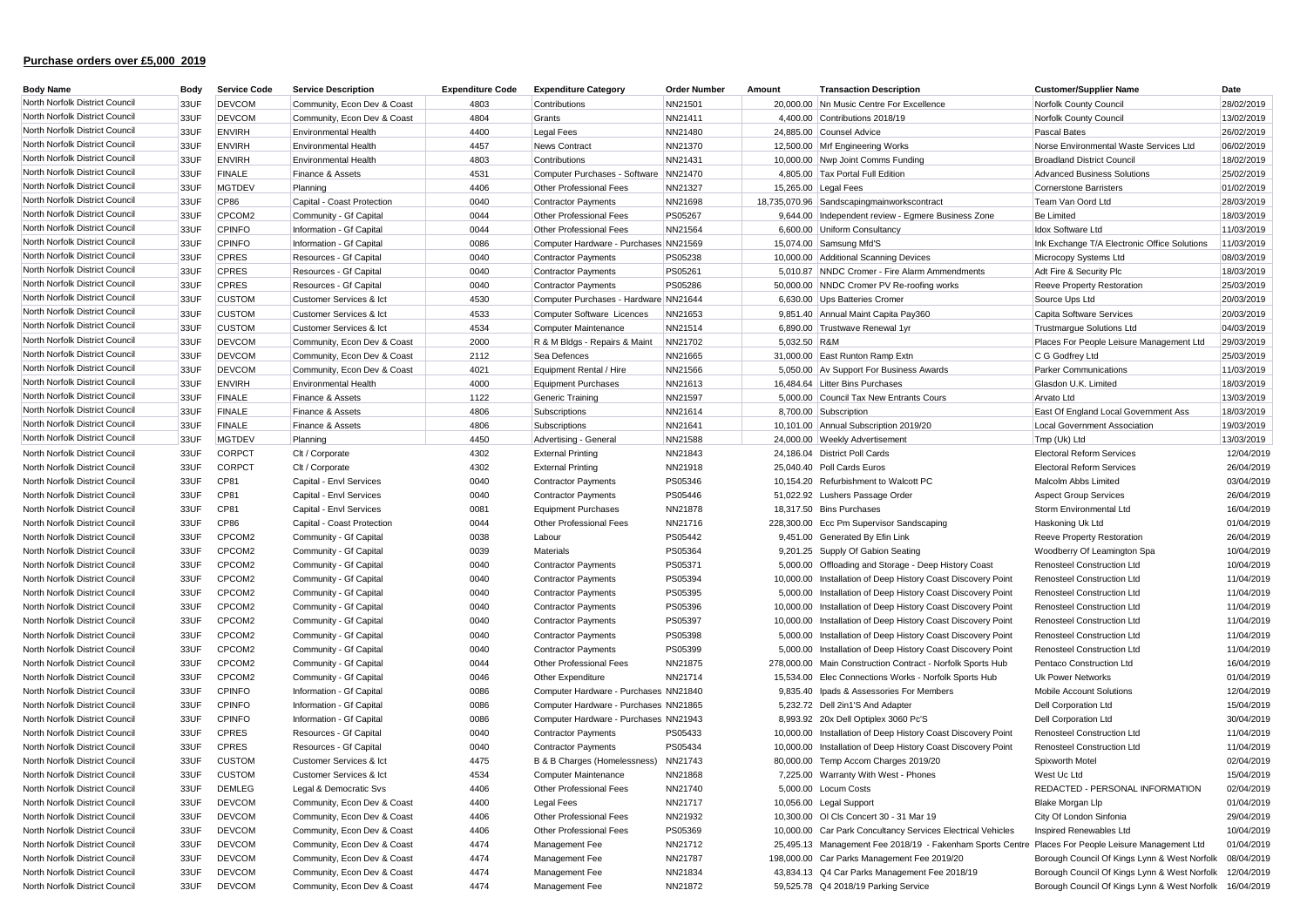## Purchase orders over £5,000 2019

| Body Name | Body | Service Code | Service Description | Expenditure Code | Expenditure Category | Order Number | Amount | Transaction Description | Customer/Supplier Name | Date |
|---|---|---|---|---|---|---|---|---|---|---|
| North Norfolk District Council | 33UF | DEVCOM | Community, Econ Dev & Coast | 4803 | Contributions | NN21501 | 20,000.00 | Nn Music Centre For Excellence | Norfolk County Council | 28/02/2019 |
| North Norfolk District Council | 33UF | DEVCOM | Community, Econ Dev & Coast | 4804 | Grants | NN21411 | 4,400.00 | Contributions 2018/19 | Norfolk County Council | 13/02/2019 |
| North Norfolk District Council | 33UF | ENVIRH | Environmental Health | 4400 | Legal Fees | NN21480 | 24,885.00 | Counsel Advice | Pascal Bates | 26/02/2019 |
| North Norfolk District Council | 33UF | ENVIRH | Environmental Health | 4457 | News Contract | NN21370 | 12,500.00 | Mrf Engineering Works | Norse Environmental Waste Services Ltd | 06/02/2019 |
| North Norfolk District Council | 33UF | ENVIRH | Environmental Health | 4803 | Contributions | NN21431 | 10,000.00 | Nwp Joint Comms Funding | Broadland District Council | 18/02/2019 |
| North Norfolk District Council | 33UF | FINALE | Finance & Assets | 4531 | Computer Purchases - Software | NN21470 | 4,805.00 | Tax Portal Full Edition | Advanced Business Solutions | 25/02/2019 |
| North Norfolk District Council | 33UF | MGTDEV | Planning | 4406 | Other Professional Fees | NN21327 | 15,265.00 | Legal Fees | Cornerstone Barristers | 01/02/2019 |
| North Norfolk District Council | 33UF | CP86 | Capital - Coast Protection | 0040 | Contractor Payments | NN21698 | 18,735,070.96 | Sandscapingmainworkscontract | Team Van Oord Ltd | 28/03/2019 |
| North Norfolk District Council | 33UF | CPCOM2 | Community - Gf Capital | 0044 | Other Professional Fees | PS05267 | 9,644.00 | Independent review - Egmere Business Zone | Be Limited | 18/03/2019 |
| North Norfolk District Council | 33UF | CPINFO | Information - Gf Capital | 0044 | Other Professional Fees | NN21564 | 6,600.00 | Uniform Consultancy | Idox Software Ltd | 11/03/2019 |
| North Norfolk District Council | 33UF | CPINFO | Information - Gf Capital | 0086 | Computer Hardware - Purchases | NN21569 | 15,074.00 | Samsung Mfd'S | Ink Exchange T/A Electronic Office Solutions | 11/03/2019 |
| North Norfolk District Council | 33UF | CPRES | Resources - Gf Capital | 0040 | Contractor Payments | PS05238 | 10,000.00 | Additional Scanning Devices | Microcopy Systems Ltd | 08/03/2019 |
| North Norfolk District Council | 33UF | CPRES | Resources - Gf Capital | 0040 | Contractor Payments | PS05261 | 5,010.87 | NNDC Cromer - Fire Alarm Ammendments | Adt Fire & Security Plc | 18/03/2019 |
| North Norfolk District Council | 33UF | CPRES | Resources - Gf Capital | 0040 | Contractor Payments | PS05286 | 50,000.00 | NNDC Cromer PV Re-roofing works | Reeve Property Restoration | 25/03/2019 |
| North Norfolk District Council | 33UF | CUSTOM | Customer Services & Ict | 4530 | Computer Purchases - Hardware | NN21644 | 6,630.00 | Ups Batteries Cromer | Source Ups Ltd | 20/03/2019 |
| North Norfolk District Council | 33UF | CUSTOM | Customer Services & Ict | 4533 | Computer Software Licences | NN21653 | 9,851.40 | Annual Maint Capita Pay360 | Capita Software Services | 20/03/2019 |
| North Norfolk District Council | 33UF | CUSTOM | Customer Services & Ict | 4534 | Computer Maintenance | NN21514 | 6,890.00 | Trustwave Renewal 1yr | Trustmargue Solutions Ltd | 04/03/2019 |
| North Norfolk District Council | 33UF | DEVCOM | Community, Econ Dev & Coast | 2000 | R & M Bldgs - Repairs & Maint | NN21702 | 5,032.50 | R&M | Places For People Leisure Management Ltd | 29/03/2019 |
| North Norfolk District Council | 33UF | DEVCOM | Community, Econ Dev & Coast | 2112 | Sea Defences | NN21665 | 31,000.00 | East Runton Ramp Extn | C G Godfrey Ltd | 25/03/2019 |
| North Norfolk District Council | 33UF | DEVCOM | Community, Econ Dev & Coast | 4021 | Equipment Rental / Hire | NN21566 | 5,050.00 | Av Support For Business Awards | Parker Communications | 11/03/2019 |
| North Norfolk District Council | 33UF | ENVIRH | Environmental Health | 4000 | Equipment Purchases | NN21613 | 16,484.64 | Litter Bins Purchases | Glasdon U.K. Limited | 18/03/2019 |
| North Norfolk District Council | 33UF | FINALE | Finance & Assets | 1122 | Generic Training | NN21597 | 5,000.00 | Council Tax New Entrants Cours | Arvato Ltd | 13/03/2019 |
| North Norfolk District Council | 33UF | FINALE | Finance & Assets | 4806 | Subscriptions | NN21614 | 8,700.00 | Subscription | East Of England Local Government Ass | 18/03/2019 |
| North Norfolk District Council | 33UF | FINALE | Finance & Assets | 4806 | Subscriptions | NN21641 | 10,101.00 | Annual Subscription 2019/20 | Local Government Association | 19/03/2019 |
| North Norfolk District Council | 33UF | MGTDEV | Planning | 4450 | Advertising - General | NN21588 | 24,000.00 | Weekly Advertisement | Tmp (Uk) Ltd | 13/03/2019 |
| North Norfolk District Council | 33UF | CORPCT | Clt / Corporate | 4302 | External Printing | NN21843 | 24,186.04 | District Poll Cards | Electoral Reform Services | 12/04/2019 |
| North Norfolk District Council | 33UF | CORPCT | Clt / Corporate | 4302 | External Printing | NN21918 | 25,040.40 | Poll Cards Euros | Electoral Reform Services | 26/04/2019 |
| North Norfolk District Council | 33UF | CP81 | Capital - Envl Services | 0040 | Contractor Payments | PS05346 | 10,154.20 | Refurbishment to Walcott PC | Malcolm Abbs Limited | 03/04/2019 |
| North Norfolk District Council | 33UF | CP81 | Capital - Envl Services | 0040 | Contractor Payments | PS05446 | 51,022.92 | Lushers Passage Order | Aspect Group Services | 26/04/2019 |
| North Norfolk District Council | 33UF | CP81 | Capital - Envl Services | 0081 | Equipment Purchases | NN21878 | 18,317.50 | Bins Purchases | Storm Environmental Ltd | 16/04/2019 |
| North Norfolk District Council | 33UF | CP86 | Capital - Coast Protection | 0044 | Other Professional Fees | NN21716 | 228,300.00 | Ecc Pm Supervisor Sandscaping | Haskoning Uk Ltd | 01/04/2019 |
| North Norfolk District Council | 33UF | CPCOM2 | Community - Gf Capital | 0038 | Labour | PS05442 | 9,451.00 | Generated By Efin Link | Reeve Property Restoration | 26/04/2019 |
| North Norfolk District Council | 33UF | CPCOM2 | Community - Gf Capital | 0039 | Materials | PS05364 | 9,201.25 | Supply Of Gabion Seating | Woodberry Of Leamington Spa | 10/04/2019 |
| North Norfolk District Council | 33UF | CPCOM2 | Community - Gf Capital | 0040 | Contractor Payments | PS05371 | 5,000.00 | Offloading and Storage - Deep History Coast | Renosteel Construction Ltd | 10/04/2019 |
| North Norfolk District Council | 33UF | CPCOM2 | Community - Gf Capital | 0040 | Contractor Payments | PS05394 | 10,000.00 | Installation of Deep History Coast Discovery Point | Renosteel Construction Ltd | 11/04/2019 |
| North Norfolk District Council | 33UF | CPCOM2 | Community - Gf Capital | 0040 | Contractor Payments | PS05395 | 5,000.00 | Installation of Deep History Coast Discovery Point | Renosteel Construction Ltd | 11/04/2019 |
| North Norfolk District Council | 33UF | CPCOM2 | Community - Gf Capital | 0040 | Contractor Payments | PS05396 | 10,000.00 | Installation of Deep History Coast Discovery Point | Renosteel Construction Ltd | 11/04/2019 |
| North Norfolk District Council | 33UF | CPCOM2 | Community - Gf Capital | 0040 | Contractor Payments | PS05397 | 10,000.00 | Installation of Deep History Coast Discovery Point | Renosteel Construction Ltd | 11/04/2019 |
| North Norfolk District Council | 33UF | CPCOM2 | Community - Gf Capital | 0040 | Contractor Payments | PS05398 | 5,000.00 | Installation of Deep History Coast Discovery Point | Renosteel Construction Ltd | 11/04/2019 |
| North Norfolk District Council | 33UF | CPCOM2 | Community - Gf Capital | 0040 | Contractor Payments | PS05399 | 5,000.00 | Installation of Deep History Coast Discovery Point | Renosteel Construction Ltd | 11/04/2019 |
| North Norfolk District Council | 33UF | CPCOM2 | Community - Gf Capital | 0044 | Other Professional Fees | NN21875 | 278,000.00 | Main Construction Contract - Norfolk Sports Hub | Pentaco Construction Ltd | 16/04/2019 |
| North Norfolk District Council | 33UF | CPCOM2 | Community - Gf Capital | 0046 | Other Expenditure | NN21714 | 15,534.00 | Elec Connections Works - Norfolk Sports Hub | Uk Power Networks | 01/04/2019 |
| North Norfolk District Council | 33UF | CPINFO | Information - Gf Capital | 0086 | Computer Hardware - Purchases | NN21840 | 9,835.40 | Ipads & Assessories For Members | Mobile Account Solutions | 12/04/2019 |
| North Norfolk District Council | 33UF | CPINFO | Information - Gf Capital | 0086 | Computer Hardware - Purchases | NN21865 | 5,232.72 | Dell 2in1'S And Adapter | Dell Corporation Ltd | 15/04/2019 |
| North Norfolk District Council | 33UF | CPINFO | Information - Gf Capital | 0086 | Computer Hardware - Purchases | NN21943 | 8,993.92 | 20x Dell Optiplex 3060 Pc'S | Dell Corporation Ltd | 30/04/2019 |
| North Norfolk District Council | 33UF | CPRES | Resources - Gf Capital | 0040 | Contractor Payments | PS05433 | 10,000.00 | Installation of Deep History Coast Discovery Point | Renosteel Construction Ltd | 11/04/2019 |
| North Norfolk District Council | 33UF | CPRES | Resources - Gf Capital | 0040 | Contractor Payments | PS05434 | 10,000.00 | Installation of Deep History Coast Discovery Point | Renosteel Construction Ltd | 11/04/2019 |
| North Norfolk District Council | 33UF | CUSTOM | Customer Services & Ict | 4475 | B & B Charges (Homelessness) | NN21743 | 80,000.00 | Temp Accom Charges 2019/20 | Spixworth Motel | 02/04/2019 |
| North Norfolk District Council | 33UF | CUSTOM | Customer Services & Ict | 4534 | Computer Maintenance | NN21868 | 7,225.00 | Warranty With West - Phones | West Uc Ltd | 15/04/2019 |
| North Norfolk District Council | 33UF | DEMLEG | Legal & Democratic Svs | 4406 | Other Professional Fees | NN21740 | 5,000.00 | Locum Costs | REDACTED - PERSONAL INFORMATION | 02/04/2019 |
| North Norfolk District Council | 33UF | DEVCOM | Community, Econ Dev & Coast | 4400 | Legal Fees | NN21717 | 10,056.00 | Legal Support | Blake Morgan Llp | 01/04/2019 |
| North Norfolk District Council | 33UF | DEVCOM | Community, Econ Dev & Coast | 4406 | Other Professional Fees | NN21932 | 10,300.00 | Ol Cls Concert 30 - 31 Mar 19 | City Of London Sinfonia | 29/04/2019 |
| North Norfolk District Council | 33UF | DEVCOM | Community, Econ Dev & Coast | 4406 | Other Professional Fees | PS05369 | 10,000.00 | Car Park Consultancy Services Electrical Vehicles | Inspired Renewables Ltd | 10/04/2019 |
| North Norfolk District Council | 33UF | DEVCOM | Community, Econ Dev & Coast | 4474 | Management Fee | NN21712 | 25,495.13 | Management Fee 2018/19 - Fakenham Sports Centre | Places For People Leisure Management Ltd | 01/04/2019 |
| North Norfolk District Council | 33UF | DEVCOM | Community, Econ Dev & Coast | 4474 | Management Fee | NN21787 | 198,000.00 | Car Parks Management Fee 2019/20 | Borough Council Of Kings Lynn & West Norfolk | 08/04/2019 |
| North Norfolk District Council | 33UF | DEVCOM | Community, Econ Dev & Coast | 4474 | Management Fee | NN21834 | 43,834.13 | Q4 Car Parks Management Fee 2018/19 | Borough Council Of Kings Lynn & West Norfolk | 12/04/2019 |
| North Norfolk District Council | 33UF | DEVCOM | Community, Econ Dev & Coast | 4474 | Management Fee | NN21872 | 59,525.78 | Q4 2018/19 Parking Service | Borough Council Of Kings Lynn & West Norfolk | 16/04/2019 |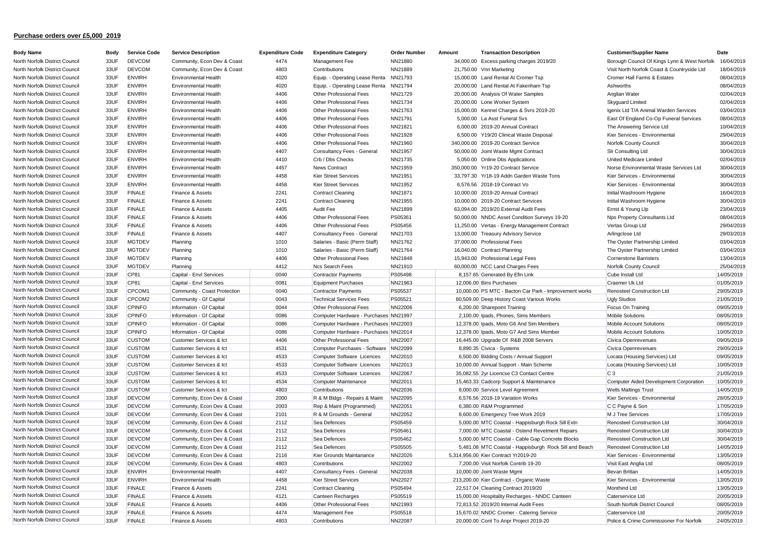## Purchase orders over £5,000 2019

| Body Name | Body | Service Code | Service Description | Expenditure Code | Expenditure Category | Order Number | Amount | Transaction Description | Customer/Supplier Name | Date |
|---|---|---|---|---|---|---|---|---|---|---|
| North Norfolk District Council | 33UF | DEVCOM | Community, Econ Dev & Coast | 4474 | Management Fee | NN21880 | 34,000.00 | Excess parking charges 2019/20 | Borough Council Of Kings Lynn & West Norfolk | 16/04/2019 |
| North Norfolk District Council | 33UF | DEVCOM | Community, Econ Dev & Coast | 4803 | Contributions | NN21889 | 21,750.00 | Vnn Marketing | Visit North Norfolk Coast & Countryside Ltd | 18/04/2019 |
| North Norfolk District Council | 33UF | ENVIRH | Environmental Health | 4020 | Equip. - Operating Lease Renta | NN21793 | 15,000.00 | Land Rental At Cromer Tsp | Cromer Hall Farms & Estates | 08/04/2019 |
| North Norfolk District Council | 33UF | ENVIRH | Environmental Health | 4020 | Equip. - Operating Lease Renta | NN21794 | 20,000.00 | Land Rental At Fakenham Tsp | Ashworths | 08/04/2019 |
| North Norfolk District Council | 33UF | ENVIRH | Environmental Health | 4406 | Other Professional Fees | NN21729 | 20,000.00 | Analysis Of Water Samples | Anglian Water | 02/04/2019 |
| North Norfolk District Council | 33UF | ENVIRH | Environmental Health | 4406 | Other Professional Fees | NN21734 | 20,000.00 | Lone Worker System | Skyguard Limited | 02/04/2019 |
| North Norfolk District Council | 33UF | ENVIRH | Environmental Health | 4406 | Other Professional Fees | NN21763 | 15,000.00 | Kennel Charges & Svrs 2019-20 | Igenix Ltd T/A Animal Warden Services | 03/04/2019 |
| North Norfolk District Council | 33UF | ENVIRH | Environmental Health | 4406 | Other Professional Fees | NN21791 | 5,000.00 | La Asst Funeral Svs | East Of England Co-Op Funeral Services | 08/04/2019 |
| North Norfolk District Council | 33UF | ENVIRH | Environmental Health | 4406 | Other Professional Fees | NN21821 | 6,000.00 | 2019-20 Annual Contract | The Answering Service Ltd | 10/04/2019 |
| North Norfolk District Council | 33UF | ENVIRH | Environmental Health | 4406 | Other Professional Fees | NN21928 | 6,500.00 | Y19/20 Clinical Waste Disposal | Kier Services - Environmental | 29/04/2019 |
| North Norfolk District Council | 33UF | ENVIRH | Environmental Health | 4406 | Other Professional Fees | NN21960 | 340,000.00 | 2019-20 Contract Service | Norfolk County Council | 30/04/2019 |
| North Norfolk District Council | 33UF | ENVIRH | Environmental Health | 4407 | Consultancy Fees - General | NN21957 | 50,000.00 | Joint Waste Mgmt Contract | Slr Consulting Ltd | 30/04/2019 |
| North Norfolk District Council | 33UF | ENVIRH | Environmental Health | 4410 | Crb / Dbs Checks | NN21735 | 5,050.00 | Online Dbs Applications | United Medicare Limited | 02/04/2019 |
| North Norfolk District Council | 33UF | ENVIRH | Environmental Health | 4457 | News Contract | NN21959 | 350,000.00 | Yr19-20 Contract Service | Norse Environmental Waste Services Ltd | 30/04/2019 |
| North Norfolk District Council | 33UF | ENVIRH | Environmental Health | 4458 | Kier Street Services | NN21951 | 33,797.30 | Yr18-19 Addn Garden Waste Tons | Kier Services - Environmental | 30/04/2019 |
| North Norfolk District Council | 33UF | ENVIRH | Environmental Health | 4458 | Kier Street Services | NN21952 | 6,576.56 | 2018-19 Contract Vo | Kier Services - Environmental | 30/04/2019 |
| North Norfolk District Council | 33UF | FINALE | Finance & Assets | 2241 | Contract Cleaning | NN21871 | 10,000.00 | 2019-20 Annual Contract | Initial Washroom Hygiene | 16/04/2019 |
| North Norfolk District Council | 33UF | FINALE | Finance & Assets | 2241 | Contract Cleaning | NN21955 | 10,000.00 | 2019-20 Contract Services | Initial Washroom Hygiene | 30/04/2019 |
| North Norfolk District Council | 33UF | FINALE | Finance & Assets | 4405 | Audit Fee | NN21899 | 63,094.00 | 2019/20 External Audit Fees | Ernst & Young Llp | 23/04/2019 |
| North Norfolk District Council | 33UF | FINALE | Finance & Assets | 4406 | Other Professional Fees | PS05361 | 50,000.00 | NNDC Asset Condition Surveys 19-20 | Nps Property Consultants Ltd | 08/04/2019 |
| North Norfolk District Council | 33UF | FINALE | Finance & Assets | 4406 | Other Professional Fees | PS05456 | 11,250.00 | Vertas - Energy Management Contract | Vertas Group Ltd | 29/04/2019 |
| North Norfolk District Council | 33UF | FINALE | Finance & Assets | 4407 | Consultancy Fees - General | NN21703 | 13,000.00 | Treasury Advisory Service | Arlingclose Ltd | 29/03/2019 |
| North Norfolk District Council | 33UF | MGTDEV | Planning | 1010 | Salaries - Basic (Perm Staff) | NN21762 | 37,000.00 | Professional Fees | The Oyster Partnership Limited | 03/04/2019 |
| North Norfolk District Council | 33UF | MGTDEV | Planning | 1010 | Salaries - Basic (Perm Staff) | NN21764 | 16,040.00 | Contract Planning | The Oyster Partnership Limited | 03/04/2019 |
| North Norfolk District Council | 33UF | MGTDEV | Planning | 4406 | Other Professional Fees | NN21848 | 15,943.00 | Professional Legal Fees | Cornerstone Barristers | 13/04/2019 |
| North Norfolk District Council | 33UF | MGTDEV | Planning | 4412 | Ncs Search Fees | NN21910 | 60,000.00 | NCC Land Charges Fees | Norfolk County Council | 25/04/2019 |
| North Norfolk District Council | 33UF | CP81 | Capital - Envl Services | 0040 | Contractor Payments | PS05498 | 8,157.65 | Generated By Efin Link | Cube Install Ltd | 14/05/2019 |
| North Norfolk District Council | 33UF | CP81 | Capital - Envl Services | 0081 | Equipment Purchases | NN21963 | 12,006.00 | Bins Purchases | Craemer Uk Ltd | 01/05/2019 |
| North Norfolk District Council | 33UF | CPCOM1 | Community - Coast Protection | 0040 | Contractor Payments | PS05537 | 10,000.00 | PS MTC - Bacton Car Park - Improvement works | Renosteel Construction Ltd | 29/05/2019 |
| North Norfolk District Council | 33UF | CPCOM2 | Community - Gf Capital | 0043 | Technical Services Fees | PS05521 | 80,509.00 | Deep History Coast Various Works | Ugly Studios | 21/05/2019 |
| North Norfolk District Council | 33UF | CPINFO | Information - Gf Capital | 0044 | Other Professional Fees | NN22006 | 6,200.00 | Sharepoint Training | Focus On Training | 09/05/2019 |
| North Norfolk District Council | 33UF | CPINFO | Information - Gf Capital | 0086 | Computer Hardware - Purchases | NN21997 | 2,100.00 | Ipads, Phones, Sims Members | Mobile Solutions | 08/05/2019 |
| North Norfolk District Council | 33UF | CPINFO | Information - Gf Capital | 0086 | Computer Hardware - Purchases | NN22003 | 12,378.00 | Ipads, Moto G6 And Sim Members | Mobile Account Solutions | 08/05/2019 |
| North Norfolk District Council | 33UF | CPINFO | Information - Gf Capital | 0086 | Computer Hardware - Purchases | NN22014 | 12,378.00 | Ipads, Moto G7 And Sims Member | Mobile Account Solutions | 10/05/2019 |
| North Norfolk District Council | 33UF | CUSTOM | Customer Services & Ict | 4406 | Other Professional Fees | NN22007 | 16,445.00 | Upgrade Of R&B 2008 Servers | Civica Openrevenues | 09/05/2019 |
| North Norfolk District Council | 33UF | CUSTOM | Customer Services & Ict | 4531 | Computer Purchases - Software | NN22099 | 8,890.35 | Civica - Systems | Civica Openrevenues | 29/05/2019 |
| North Norfolk District Council | 33UF | CUSTOM | Customer Services & Ict | 4533 | Computer Software Licences | NN22010 | 6,500.00 | Bidding Costs / Annual Support | Locata (Housing Services) Ltd | 09/05/2019 |
| North Norfolk District Council | 33UF | CUSTOM | Customer Services & Ict | 4533 | Computer Software Licences | NN22013 | 10,000.00 | Annual Support - Main Scheme | Locata (Housing Services) Ltd | 10/05/2019 |
| North Norfolk District Council | 33UF | CUSTOM | Customer Services & Ict | 4533 | Computer Software Licences | NN22067 | 35,082.55 | 2yr Licencse C3 Contact Centre | C 3 | 21/05/2019 |
| North Norfolk District Council | 33UF | CUSTOM | Customer Services & Ict | 4534 | Computer Maintenance | NN22011 | 15,463.33 | Cadcorp Support & Maintenance | Computer Aided Development Corporation | 10/05/2019 |
| North Norfolk District Council | 33UF | CUSTOM | Customer Services & Ict | 4803 | Contributions | NN22036 | 8,000.00 | Service Level Agreement | Wells Maltings Trust | 14/05/2019 |
| North Norfolk District Council | 33UF | DEVCOM | Community, Econ Dev & Coast | 2000 | R & M Bldgs - Repairs & Maint | NN22095 | 6,576.56 | 2018-19 Variation Works | Kier Services - Environmental | 28/05/2019 |
| North Norfolk District Council | 33UF | DEVCOM | Community, Econ Dev & Coast | 2003 | Rep & Maint (Programmed) | NN22051 | 6,380.00 | R&M Programmed | C C Payne & Son | 17/05/2019 |
| North Norfolk District Council | 33UF | DEVCOM | Community, Econ Dev & Coast | 2101 | R & M Grounds - General | NN22052 | 8,600.00 | Emergency Tree Work 2019 | M J Tree Services | 17/05/2019 |
| North Norfolk District Council | 33UF | DEVCOM | Community, Econ Dev & Coast | 2112 | Sea Defences | PS05459 | 5,000.00 | MTC Coastal - Happisburgh Rock Sill Extn | Renosteel Construction Ltd | 30/04/2019 |
| North Norfolk District Council | 33UF | DEVCOM | Community, Econ Dev & Coast | 2112 | Sea Defences | PS05461 | 7,000.00 | MTC Coastal - Ostend Revetment Repairs | Renosteel Construction Ltd | 30/04/2019 |
| North Norfolk District Council | 33UF | DEVCOM | Community, Econ Dev & Coast | 2112 | Sea Defences | PS05462 | 5,000.00 | MTC Coastal - Cable Gap Concrete Blocks | Renosteel Construction Ltd | 30/04/2019 |
| North Norfolk District Council | 33UF | DEVCOM | Community, Econ Dev & Coast | 2112 | Sea Defences | PS05505 | 5,481.08 | MTC Coastal - Happisburgh Rock Sill and Beach | Renosteel Construction Ltd | 14/05/2019 |
| North Norfolk District Council | 33UF | DEVCOM | Community, Econ Dev & Coast | 2116 | Kier Grounds Maintanance | NN22026 | 5,314,956.00 | Kier Contract Yr2019-20 | Kier Services - Environmental | 13/05/2019 |
| North Norfolk District Council | 33UF | DEVCOM | Community, Econ Dev & Coast | 4803 | Contributions | NN22002 | 7,200.00 | Visit Norfolk Contrib 19-20 | Visit East Anglia Ltd | 08/05/2019 |
| North Norfolk District Council | 33UF | ENVIRH | Environmental Health | 4407 | Consultancy Fees - General | NN22038 | 10,000.00 | Joint Waste Mgmt | Bevan Brittan | 14/05/2019 |
| North Norfolk District Council | 33UF | ENVIRH | Environmental Health | 4458 | Kier Street Services | NN22027 | 213,200.00 | Kier Contract - Organic Waste | Kier Services - Environmental | 13/05/2019 |
| North Norfolk District Council | 33UF | FINALE | Finance & Assets | 2241 | Contract Cleaning | PS05494 | 22,517.04 | Cleaning Contract 2019/20 | Monthind Ltd | 13/05/2019 |
| North Norfolk District Council | 33UF | FINALE | Finance & Assets | 4121 | Canteen Recharges | PS05519 | 15,000.00 | Hospitality Recharges - NNDC Canteen | Caterservice Ltd | 20/05/2019 |
| North Norfolk District Council | 33UF | FINALE | Finance & Assets | 4406 | Other Professional Fees | NN21993 | 72,813.52 | 2019/20 Internal Audit Fees | South Norfolk District Council | 08/05/2019 |
| North Norfolk District Council | 33UF | FINALE | Finance & Assets | 4474 | Management Fee | PS05518 | 15,670.02 | NNDC Cromer - Catering Service | Caterservice Ltd | 20/05/2019 |
| North Norfolk District Council | 33UF | FINALE | Finance & Assets | 4803 | Contributions | NN22087 | 20,000.00 | Cont To Anpr Project 2019-20 | Police & Crime Commissioner For Norfolk | 24/05/2019 |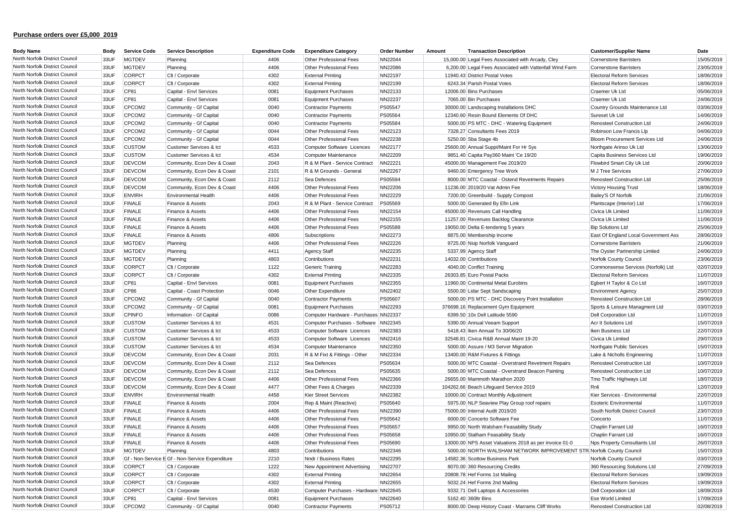## Purchase orders over £5,000 2019

| Body Name | Body | Service Code | Service Description | Expenditure Code | Expenditure Category | Order Number | Amount | Transaction Description | Customer/Supplier Name | Date |
|---|---|---|---|---|---|---|---|---|---|---|
| North Norfolk District Council | 33UF | MGTDEV | Planning | 4406 | Other Professional Fees | NN22044 | 15,000.00 | Legal Fees Associated with Arcady, Cley | Cornerstone Barristers | 15/05/2019 |
| North Norfolk District Council | 33UF | MGTDEV | Planning | 4406 | Other Professional Fees | NN22086 | 6,200.00 | Legal Fees Associated with Vattenfall Wind Farm | Cornerstone Barristers | 23/05/2019 |
| North Norfolk District Council | 33UF | CORPCT | Clt / Corporate | 4302 | External Printing | NN22197 | 11940.43 | District Postal Votes | Electoral Reform Services | 18/06/2019 |
| North Norfolk District Council | 33UF | CORPCT | Clt / Corporate | 4302 | External Printing | NN22199 | 6243.34 | Parish Postal Votes | Electoral Reform Services | 18/06/2019 |
| North Norfolk District Council | 33UF | CP81 | Capital - Envl Services | 0081 | Equipment Purchases | NN22133 | 12006.00 | Bins Purchases | Craemer Uk Ltd | 05/06/2019 |
| North Norfolk District Council | 33UF | CP81 | Capital - Envl Services | 0081 | Equipment Purchases | NN22237 | 7065.00 | Bin Purchases | Craemer Uk Ltd | 24/06/2019 |
| North Norfolk District Council | 33UF | CPCOM2 | Community - Gf Capital | 0040 | Contractor Payments | PS05547 | 30000.00 | Landscaping Installations DHC | Country Grounds Maintenance Ltd | 03/06/2019 |
| North Norfolk District Council | 33UF | CPCOM2 | Community - Gf Capital | 0040 | Contractor Payments | PS05564 | 12340.60 | Resin Bound Elements Of DHC | Sureset Uk Ltd | 14/06/2019 |
| North Norfolk District Council | 33UF | CPCOM2 | Community - Gf Capital | 0040 | Contractor Payments | PS05584 | 5000.00 | PS MTC - DHC - Watering Equipment | Renosteel Construction Ltd | 24/06/2019 |
| North Norfolk District Council | 33UF | CPCOM2 | Community - Gf Capital | 0044 | Other Professional Fees | NN22123 | 7328.27 | Consultants Fees 2019 | Robinson Low Francis Llp | 04/06/2019 |
| North Norfolk District Council | 33UF | CPCOM2 | Community - Gf Capital | 0044 | Other Professional Fees | NN22238 | 5250.00 | Sba Stage 4b | Bloom Procurement Services Ltd | 24/06/2019 |
| North Norfolk District Council | 33UF | CUSTOM | Customer Services & Ict | 4533 | Computer Software Licences | NN22177 | 25600.00 | Annual Suppt/Maint For Hr Sys | Northgate Arinso Uk Ltd | 13/06/2019 |
| North Norfolk District Council | 33UF | CUSTOM | Customer Services & Ict | 4534 | Computer Maintenance | NN22209 | 9851.40 | Capita Pay360 Maint 'Ce 19/20 | Capita Business Services Ltd | 19/06/2019 |
| North Norfolk District Council | 33UF | DEVCOM | Community, Econ Dev & Coast | 2043 | R & M Plant - Service Contract | NN22221 | 45000.00 | Management Fee 2019/20 | Flowbird Smart City Uk Ltd | 20/06/2019 |
| North Norfolk District Council | 33UF | DEVCOM | Community, Econ Dev & Coast | 2101 | R & M Grounds - General | NN22267 | 9460.00 | Emergency Tree Work | M J Tree Services | 27/06/2019 |
| North Norfolk District Council | 33UF | DEVCOM | Community, Econ Dev & Coast | 2112 | Sea Defences | PS05594 | 8000.00 | MTC Coastal - Ostend Revetments Repairs | Renosteel Construction Ltd | 25/06/2019 |
| North Norfolk District Council | 33UF | DEVCOM | Community, Econ Dev & Coast | 4406 | Other Professional Fees | NN22206 | 11236.00 | 2019/20 Vat Admin Fee | Victory Housing Trust | 18/06/2019 |
| North Norfolk District Council | 33UF | ENVIRH | Environmental Health | 4406 | Other Professional Fees | NN22229 | 7200.00 | Greenbuild - Supply Compost | Bailey'S Of Norfolk | 21/06/2019 |
| North Norfolk District Council | 33UF | FINALE | Finance & Assets | 2043 | R & M Plant - Service Contract | PS05569 | 5000.00 | Generated By Efin Link | Plantscape (Interior) Ltd | 17/06/2019 |
| North Norfolk District Council | 33UF | FINALE | Finance & Assets | 4406 | Other Professional Fees | NN22154 | 45000.00 | Revenues Call Handling | Civica Uk Limited | 11/06/2019 |
| North Norfolk District Council | 33UF | FINALE | Finance & Assets | 4406 | Other Professional Fees | NN22155 | 11257.00 | Revenues Backlog Clearance | Civica Uk Limited | 11/06/2019 |
| North Norfolk District Council | 33UF | FINALE | Finance & Assets | 4406 | Other Professional Fees | PS05588 | 19050.00 | Delta E-tendering 5 years | Bip Solutions Ltd | 25/06/2019 |
| North Norfolk District Council | 33UF | FINALE | Finance & Assets | 4806 | Subscriptions | NN22273 | 8875.00 | Membership Income | East Of England Local Government Ass | 28/06/2019 |
| North Norfolk District Council | 33UF | MGTDEV | Planning | 4406 | Other Professional Fees | NN22226 | 9725.00 | Nsip Norfolk Vanguard | Cornerstone Barristers | 21/06/2019 |
| North Norfolk District Council | 33UF | MGTDEV | Planning | 4411 | Agency Staff | NN22235 | 5337.99 | Agency Staff | The Oyster Partnership Limited | 24/06/2019 |
| North Norfolk District Council | 33UF | MGTDEV | Planning | 4803 | Contributions | NN22231 | 14032.00 | Contributions | Norfolk County Council | 23/06/2019 |
| North Norfolk District Council | 33UF | CORPCT | Clt / Corporate | 1122 | Generic Training | NN22283 | 4040.00 | Conflict Training | Commonsense Services (Norfolk) Ltd | 02/07/2019 |
| North Norfolk District Council | 33UF | CORPCT | Clt / Corporate | 4302 | External Printing | NN22335 | 26303.85 | Euro Postal Packs | Electoral Reform Services | 11/07/2019 |
| North Norfolk District Council | 33UF | CP81 | Capital - Envl Services | 0081 | Equipment Purchases | NN22355 | 11960.00 | Continental Metal Eurobins | Egbert H Taylor & Co Ltd | 16/07/2019 |
| North Norfolk District Council | 33UF | CP86 | Capital - Coast Protection | 0046 | Other Expenditure | NN22402 | 5500.00 | Lidar Sept Sandscaping | Environment Agency | 25/07/2019 |
| North Norfolk District Council | 33UF | CPCOM2 | Community - Gf Capital | 0040 | Contractor Payments | PS05607 | 5000.00 | PS MTC - DHC Discovery Point Installation | Renosteel Construction Ltd | 28/06/2019 |
| North Norfolk District Council | 33UF | CPCOM2 | Community - Gf Capital | 0081 | Equipment Purchases | NN22293 | 376698.16 | Replacement Gym Equipment | Sports & Leisure Managment Ltd | 03/07/2019 |
| North Norfolk District Council | 33UF | CPINFO | Information - Gf Capital | 0086 | Computer Hardware - Purchases | NN22337 | 6399.50 | 10x Dell Latitude 5590 | Dell Corporation Ltd | 11/07/2019 |
| North Norfolk District Council | 33UF | CUSTOM | Customer Services & Ict | 4531 | Computer Purchases - Software | NN22345 | 5390.00 | Annual Veeam Support | Acr It Solutions Ltd | 15/07/2019 |
| North Norfolk District Council | 33UF | CUSTOM | Customer Services & Ict | 4533 | Computer Software Licences | NN22383 | 5418.43 | Iken Annual To 30/06/20 | Iken Business Ltd | 22/07/2019 |
| North Norfolk District Council | 33UF | CUSTOM | Customer Services & Ict | 4533 | Computer Software Licences | NN22416 | 32548.81 | Civica R&B Annual Maint 19-20 | Civica Uk Limited | 29/07/2019 |
| North Norfolk District Council | 33UF | CUSTOM | Customer Services & Ict | 4534 | Computer Maintenance | NN22350 | 5000.00 | Assure / M3 Server Migration | Northgate Public Services | 15/07/2019 |
| North Norfolk District Council | 33UF | DEVCOM | Community, Econ Dev & Coast | 2031 | R & M Fixt & Fittings - Other | NN22334 | 13400.00 | R&M Fixtures & Fittings | Lake & Nicholls Engineering | 11/07/2019 |
| North Norfolk District Council | 33UF | DEVCOM | Community, Econ Dev & Coast | 2112 | Sea Defences | PS05634 | 5000.00 | MTC Coastal - Overstrand Revetment Repairs | Renosteel Construction Ltd | 10/07/2019 |
| North Norfolk District Council | 33UF | DEVCOM | Community, Econ Dev & Coast | 2112 | Sea Defences | PS05635 | 5000.00 | MTC Coastal - Overstrand Beacon Painting | Renosteel Construction Ltd | 10/07/2019 |
| North Norfolk District Council | 33UF | DEVCOM | Community, Econ Dev & Coast | 4406 | Other Professional Fees | NN22366 | 26655.00 | Mammoth Marathon 2020 | Tmo Traffic Highways Ltd | 18/07/2019 |
| North Norfolk District Council | 33UF | DEVCOM | Community, Econ Dev & Coast | 4477 | Other Fees & Charges | NN22339 | 104262.66 | Beach Lifeguard Service 2019 | Rnli | 12/07/2019 |
| North Norfolk District Council | 33UF | ENVIRH | Environmental Health | 4458 | Kier Street Services | NN22382 | 10000.00 | Contract Monthly Adjustment | Kier Services - Environmental | 22/07/2019 |
| North Norfolk District Council | 33UF | FINALE | Finance & Assets | 2004 | Rep & Maint (Reactive) | PS05640 | 5975.00 | NLP Seaview Play Group roof repairs | Esoteric Environmental | 11/07/2019 |
| North Norfolk District Council | 33UF | FINALE | Finance & Assets | 4406 | Other Professional Fees | NN22390 | 75000.00 | Internal Audit 2019/20 | South Norfolk District Council | 23/07/2019 |
| North Norfolk District Council | 33UF | FINALE | Finance & Assets | 4406 | Other Professional Fees | PS05642 | 6000.00 | Concerto Software Fee | Concerto | 11/07/2019 |
| North Norfolk District Council | 33UF | FINALE | Finance & Assets | 4406 | Other Professional Fees | PS05657 | 9950.00 | North Walsham Feasability Study | Chaplin Farrant Ltd | 16/07/2019 |
| North Norfolk District Council | 33UF | FINALE | Finance & Assets | 4406 | Other Professional Fees | PS05658 | 10950.00 | Stalham Feasability Study | Chaplin Farrant Ltd | 16/07/2019 |
| North Norfolk District Council | 33UF | FINALE | Finance & Assets | 4406 | Other Professional Fees | PS05690 | 13000.00 | NPS Asset Valuations 2018 as per invoice 01-0 | Nps Property Consultants Ltd | 26/07/2019 |
| North Norfolk District Council | 33UF | MGTDEV | Planning | 4803 | Contributions | NN22346 | 5000.00 | NORTH WALSHAM NETWORK IMPROVEMENT STR | Norfolk County Council | 15/07/2019 |
| North Norfolk District Council | 33UF | Gf - Non-Service E | Gf - Non-Service Expenditure | 2210 | Nndr / Business Rates | NN22295 | 14582.36 | Scottow Business Park | Norfolk County Council | 03/07/2019 |
| North Norfolk District Council | 33UF | CORPCT | Clt / Corporate | 1222 | New Appointment Advertising | NN22707 | 8070.00 | 360 Resourcing Credits | 360 Resourcing Solutions Ltd | 27/09/2019 |
| North Norfolk District Council | 33UF | CORPCT | Clt / Corporate | 4302 | External Printing | NN22654 | 20808.78 | Hef Forms 1st Mailing | Electoral Reform Services | 19/09/2019 |
| North Norfolk District Council | 33UF | CORPCT | Clt / Corporate | 4302 | External Printing | NN22655 | 5032.24 | Hef Forms 2nd Mailing | Electoral Reform Services | 19/09/2019 |
| North Norfolk District Council | 33UF | CORPCT | Clt / Corporate | 4530 | Computer Purchases - Hardware | NN22645 | 9332.71 | Dell Laptops & Accessories | Dell Corporation Ltd | 18/09/2019 |
| North Norfolk District Council | 33UF | CP81 | Capital - Envl Services | 0081 | Equipment Purchases | NN22640 | 5162.40 | 360ltr Bins | Ese World Limited | 17/09/2019 |
| North Norfolk District Council | 33UF | CPCOM2 | Community - Gf Capital | 0040 | Contractor Payments | PS05712 | 8000.00 | Deep History Coast - Marrams Cliff Works | Renosteel Construction Ltd | 02/08/2019 |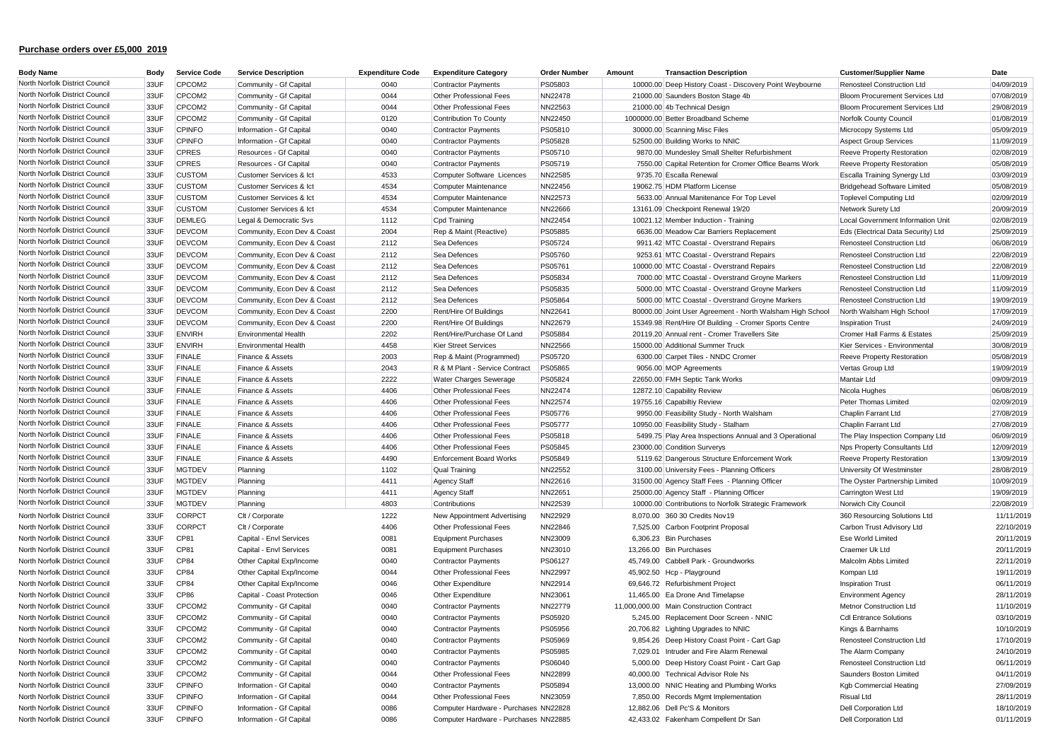## Purchase orders over £5,000 2019

| Body Name | Body | Service Code | Service Description | Expenditure Code | Expenditure Category | Order Number | Amount | Transaction Description | Customer/Supplier Name | Date |
|---|---|---|---|---|---|---|---|---|---|---|
| North Norfolk District Council | 33UF | CPCOM2 | Community - Gf Capital | 0040 | Contractor Payments | PS05803 | 10000.00 | Deep History Coast - Discovery Point Weybourne | Renosteel Construction Ltd | 04/09/2019 |
| North Norfolk District Council | 33UF | CPCOM2 | Community - Gf Capital | 0044 | Other Professional Fees | NN22478 | 21000.00 | Saunders Boston Stage 4b | Bloom Procurement Services Ltd | 07/08/2019 |
| North Norfolk District Council | 33UF | CPCOM2 | Community - Gf Capital | 0044 | Other Professional Fees | NN22563 | 21000.00 | 4b Technical Design | Bloom Procurement Services Ltd | 29/08/2019 |
| North Norfolk District Council | 33UF | CPCOM2 | Community - Gf Capital | 0120 | Contribution To County | NN22450 | 1000000.00 | Better Broadband Scheme | Norfolk County Council | 01/08/2019 |
| North Norfolk District Council | 33UF | CPINFO | Information - Gf Capital | 0040 | Contractor Payments | PS05810 | 30000.00 | Scanning Misc Files | Microcopy Systems Ltd | 05/09/2019 |
| North Norfolk District Council | 33UF | CPINFO | Information - Gf Capital | 0040 | Contractor Payments | PS05828 | 52500.00 | Building Works to NNIC | Aspect Group Services | 11/09/2019 |
| North Norfolk District Council | 33UF | CPRES | Resources - Gf Capital | 0040 | Contractor Payments | PS05710 | 9870.00 | Mundesley Small Shelter Refurbishment | Reeve Property Restoration | 02/08/2019 |
| North Norfolk District Council | 33UF | CPRES | Resources - Gf Capital | 0040 | Contractor Payments | PS05719 | 7550.00 | Capital Retention for Cromer Office Beams Work | Reeve Property Restoration | 05/08/2019 |
| North Norfolk District Council | 33UF | CUSTOM | Customer Services & Ict | 4533 | Computer Software Licences | NN22585 | 9735.70 | Escalla Renewal | Escalla Training Synergy Ltd | 03/09/2019 |
| North Norfolk District Council | 33UF | CUSTOM | Customer Services & Ict | 4534 | Computer Maintenance | NN22456 | 19062.75 | HDM Platform License | Bridgehead Software Limited | 05/08/2019 |
| North Norfolk District Council | 33UF | CUSTOM | Customer Services & Ict | 4534 | Computer Maintenance | NN22573 | 5633.00 | Annual Manitenance For Top Level | Toplevel Computing Ltd | 02/09/2019 |
| North Norfolk District Council | 33UF | CUSTOM | Customer Services & Ict | 4534 | Computer Maintenance | NN22666 | 13161.09 | Checkpoint Renewal 19/20 | Network Surety Ltd | 20/09/2019 |
| North Norfolk District Council | 33UF | DEMLEG | Legal & Democratic Svs | 1112 | Cpd Training | NN22454 | 10021.12 | Member Induction - Training | Local Government Information Unit | 02/08/2019 |
| North Norfolk District Council | 33UF | DEVCOM | Community, Econ Dev & Coast | 2004 | Rep & Maint (Reactive) | PS05885 | 6636.00 | Meadow Car Barriers Replacement | Eds (Electrical Data Security) Ltd | 25/09/2019 |
| North Norfolk District Council | 33UF | DEVCOM | Community, Econ Dev & Coast | 2112 | Sea Defences | PS05724 | 9911.42 | MTC Coastal - Overstrand Repairs | Renosteel Construction Ltd | 06/08/2019 |
| North Norfolk District Council | 33UF | DEVCOM | Community, Econ Dev & Coast | 2112 | Sea Defences | PS05760 | 9253.61 | MTC Coastal - Overstrand Repairs | Renosteel Construction Ltd | 22/08/2019 |
| North Norfolk District Council | 33UF | DEVCOM | Community, Econ Dev & Coast | 2112 | Sea Defences | PS05761 | 10000.00 | MTC Coastal - Overstrand Repairs | Renosteel Construction Ltd | 22/08/2019 |
| North Norfolk District Council | 33UF | DEVCOM | Community, Econ Dev & Coast | 2112 | Sea Defences | PS05834 | 7000.00 | MTC Coastal - Overstrand Groyne Markers | Renosteel Construction Ltd | 11/09/2019 |
| North Norfolk District Council | 33UF | DEVCOM | Community, Econ Dev & Coast | 2112 | Sea Defences | PS05835 | 5000.00 | MTC Coastal - Overstrand Groyne Markers | Renosteel Construction Ltd | 11/09/2019 |
| North Norfolk District Council | 33UF | DEVCOM | Community, Econ Dev & Coast | 2112 | Sea Defences | PS05864 | 5000.00 | MTC Coastal - Overstrand Groyne Markers | Renosteel Construction Ltd | 19/09/2019 |
| North Norfolk District Council | 33UF | DEVCOM | Community, Econ Dev & Coast | 2200 | Rent/Hire Of Buildings | NN22641 | 80000.00 | Joint User Agreement - North Walsham High School | North Walsham High School | 17/09/2019 |
| North Norfolk District Council | 33UF | DEVCOM | Community, Econ Dev & Coast | 2200 | Rent/Hire Of Buildings | NN22679 | 15349.98 | Rent/Hire Of Building - Cromer Sports Centre | Inspiration Trust | 24/09/2019 |
| North Norfolk District Council | 33UF | ENVIRH | Environmental Health | 2202 | Rent/Hire/Purchase Of Land | PS05884 | 20119.20 | Annual rent - Cromer Travellers Site | Cromer Hall Farms & Estates | 25/09/2019 |
| North Norfolk District Council | 33UF | ENVIRH | Environmental Health | 4458 | Kier Street Services | NN22566 | 15000.00 | Additional Summer Truck | Kier Services - Environmental | 30/08/2019 |
| North Norfolk District Council | 33UF | FINALE | Finance & Assets | 2003 | Rep & Maint (Programmed) | PS05720 | 6300.00 | Carpet Tiles - NNDC Cromer | Reeve Property Restoration | 05/08/2019 |
| North Norfolk District Council | 33UF | FINALE | Finance & Assets | 2043 | R & M Plant - Service Contract | PS05865 | 9056.00 | MOP Agreements | Vertas Group Ltd | 19/09/2019 |
| North Norfolk District Council | 33UF | FINALE | Finance & Assets | 2222 | Water Charges Sewerage | PS05824 | 22650.00 | FMH Septic Tank Works | Mantair Ltd | 09/09/2019 |
| North Norfolk District Council | 33UF | FINALE | Finance & Assets | 4406 | Other Professional Fees | NN22474 | 12872.10 | Capability Review | Nicola Hughes | 06/08/2019 |
| North Norfolk District Council | 33UF | FINALE | Finance & Assets | 4406 | Other Professional Fees | NN22574 | 19755.16 | Capabiltiy Review | Peter Thomas Limited | 02/09/2019 |
| North Norfolk District Council | 33UF | FINALE | Finance & Assets | 4406 | Other Professional Fees | PS05776 | 9950.00 | Feasibility Study - North Walsham | Chaplin Farrant Ltd | 27/08/2019 |
| North Norfolk District Council | 33UF | FINALE | Finance & Assets | 4406 | Other Professional Fees | PS05777 | 10950.00 | Feasibility Study - Stalham | Chaplin Farrant Ltd | 27/08/2019 |
| North Norfolk District Council | 33UF | FINALE | Finance & Assets | 4406 | Other Professional Fees | PS05818 | 5499.75 | Play Area Inspections Annual and 3 Operational | The Play Inspection Company Ltd | 06/09/2019 |
| North Norfolk District Council | 33UF | FINALE | Finance & Assets | 4406 | Other Professional Fees | PS05845 | 23000.00 | Condition Surverys | Nps Property Consultants Ltd | 12/09/2019 |
| North Norfolk District Council | 33UF | FINALE | Finance & Assets | 4490 | Enforcement Board Works | PS05849 | 5119.62 | Dangerous Structure Enforcement Work | Reeve Property Restoration | 13/09/2019 |
| North Norfolk District Council | 33UF | MGTDEV | Planning | 1102 | Qual Training | NN22552 | 3100.00 | University Fees - Planning Officers | University Of Westminster | 28/08/2019 |
| North Norfolk District Council | 33UF | MGTDEV | Planning | 4411 | Agency Staff | NN22616 | 31500.00 | Agency Staff Fees - Planning Officer | The Oyster Partnership Limited | 10/09/2019 |
| North Norfolk District Council | 33UF | MGTDEV | Planning | 4411 | Agency Staff | NN22651 | 25000.00 | Agency Staff - Planning Officer | Carrington West Ltd | 19/09/2019 |
| North Norfolk District Council | 33UF | MGTDEV | Planning | 4803 | Contributions | NN22539 | 10000.00 | Contributions to Norfolk Strategic Framework | Norwich City Council | 22/08/2019 |
| North Norfolk District Council | 33UF | CORPCT | Clt / Corporate | 1222 | New Appointment Advertising | NN22929 | 8,070.00 | 360 30 Credits Nov19 | 360 Resourcing Solutions Ltd | 11/11/2019 |
| North Norfolk District Council | 33UF | CORPCT | Clt / Corporate | 4406 | Other Professional Fees | NN22846 | 7,525.00 | Carbon Footprint Proposal | Carbon Trust Advisory Ltd | 22/10/2019 |
| North Norfolk District Council | 33UF | CP81 | Capital - Envl Services | 0081 | Equipment Purchases | NN23009 | 6,306.23 | Bin Purchases | Ese World Limited | 20/11/2019 |
| North Norfolk District Council | 33UF | CP81 | Capital - Envl Services | 0081 | Equipment Purchases | NN23010 | 13,266.00 | Bin Purchases | Craemer Uk Ltd | 20/11/2019 |
| North Norfolk District Council | 33UF | CP84 | Other Capital Exp/Income | 0040 | Contractor Payments | PS06127 | 45,749.00 | Cabbell Park - Groundworks | Malcolm Abbs Limited | 22/11/2019 |
| North Norfolk District Council | 33UF | CP84 | Other Capital Exp/Income | 0044 | Other Professional Fees | NN22997 | 45,902.50 | Hcp - Playground | Kompan Ltd | 19/11/2019 |
| North Norfolk District Council | 33UF | CP84 | Other Capital Exp/Income | 0046 | Other Expenditure | NN22914 | 69,646.72 | Refurbishment Project | Inspiration Trust | 06/11/2019 |
| North Norfolk District Council | 33UF | CP86 | Capital - Coast Protection | 0046 | Other Expenditure | NN23061 | 11,465.00 | Ea Drone And Timelapse | Environment Agency | 28/11/2019 |
| North Norfolk District Council | 33UF | CPCOM2 | Community - Gf Capital | 0040 | Contractor Payments | NN22779 | 11,000,000.00 | Main Construction Contract | Metnor Construction Ltd | 11/10/2019 |
| North Norfolk District Council | 33UF | CPCOM2 | Community - Gf Capital | 0040 | Contractor Payments | PS05920 | 5,245.00 | Replacement Door Screen - NNIC | Cdl Entrance Solutions | 03/10/2019 |
| North Norfolk District Council | 33UF | CPCOM2 | Community - Gf Capital | 0040 | Contractor Payments | PS05956 | 20,706.82 | Lighting Upgrades to NNIC | Kings & Barnhams | 10/10/2019 |
| North Norfolk District Council | 33UF | CPCOM2 | Community - Gf Capital | 0040 | Contractor Payments | PS05969 | 9,854.26 | Deep History Coast Point - Cart Gap | Renosteel Construction Ltd | 17/10/2019 |
| North Norfolk District Council | 33UF | CPCOM2 | Community - Gf Capital | 0040 | Contractor Payments | PS05985 | 7,029.01 | Intruder and Fire Alarm Renewal | The Alarm Company | 24/10/2019 |
| North Norfolk District Council | 33UF | CPCOM2 | Community - Gf Capital | 0040 | Contractor Payments | PS06040 | 5,000.00 | Deep History Coast Point - Cart Gap | Renosteel Construction Ltd | 06/11/2019 |
| North Norfolk District Council | 33UF | CPCOM2 | Community - Gf Capital | 0044 | Other Professional Fees | NN22899 | 40,000.00 | Technical Advisor Role Ns | Saunders Boston Limited | 04/11/2019 |
| North Norfolk District Council | 33UF | CPINFO | Information - Gf Capital | 0040 | Contractor Payments | PS05894 | 13,000.00 | NNIC Heating and Plumbing Works | Kgb Commercial Heating | 27/09/2019 |
| North Norfolk District Council | 33UF | CPINFO | Information - Gf Capital | 0044 | Other Professional Fees | NN23059 | 7,850.00 | Records Mgmt Implementation | Risual Ltd | 28/11/2019 |
| North Norfolk District Council | 33UF | CPINFO | Information - Gf Capital | 0086 | Computer Hardware - Purchases | NN22828 | 12,882.06 | Dell Pc'S & Monitors | Dell Corporation Ltd | 18/10/2019 |
| North Norfolk District Council | 33UF | CPINFO | Information - Gf Capital | 0086 | Computer Hardware - Purchases | NN22885 | 42,433.02 | Fakenham Compellent Dr San | Dell Corporation Ltd | 01/11/2019 |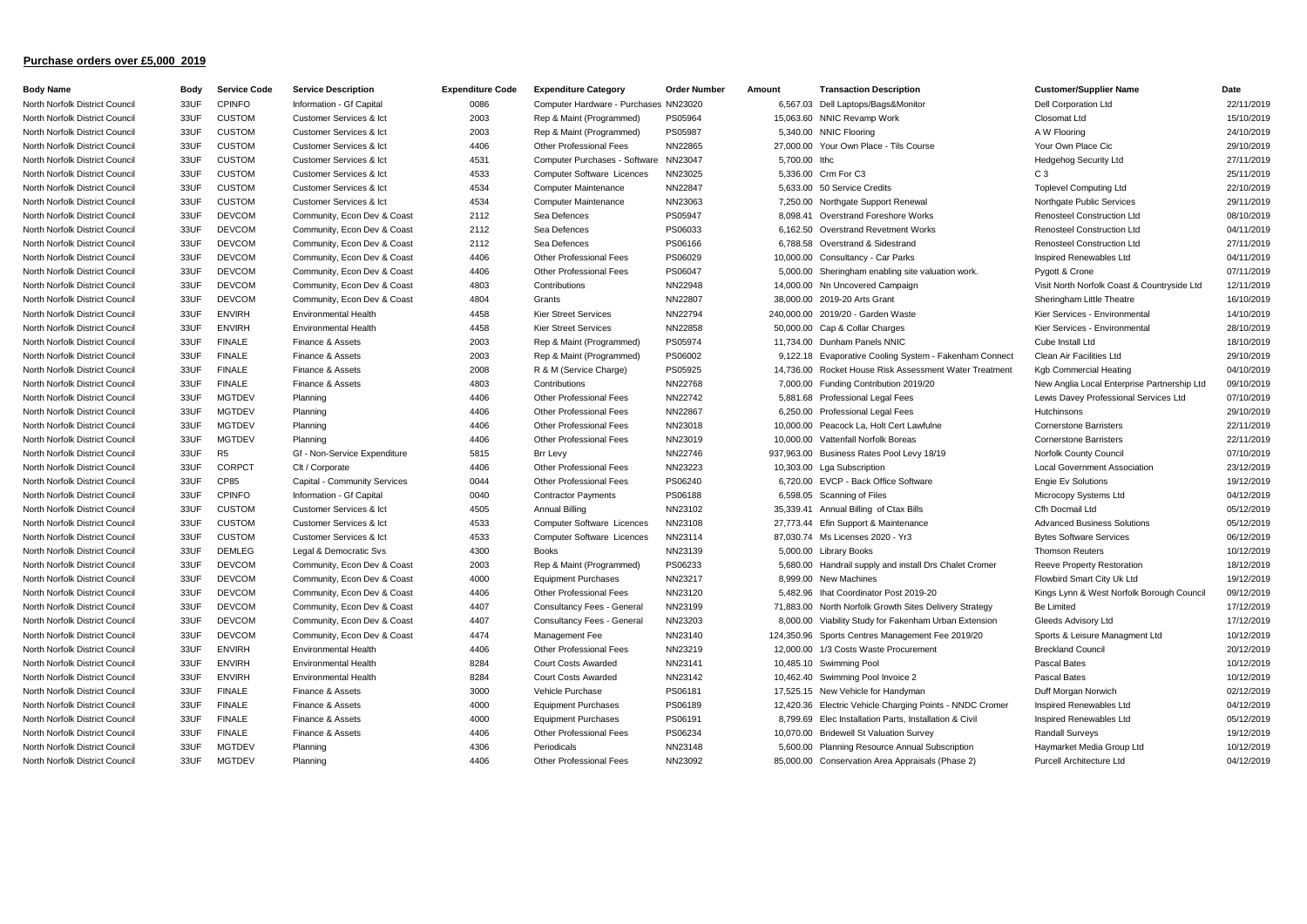## **Purchase orders over £5,000 2019**

| Body Name | Body | Service Code | Service Description | Expenditure Code | Expenditure Category | Order Number | Amount | Transaction Description | Customer/Supplier Name | Date |
|---|---|---|---|---|---|---|---|---|---|---|
| North Norfolk District Council | 33UF | CPINFO | Information - Gf Capital | 0086 | Computer Hardware - Purchases | NN23020 | 6,567.03 | Dell Laptops/Bags&Monitor | Dell Corporation Ltd | 22/11/2019 |
| North Norfolk District Council | 33UF | CUSTOM | Customer Services & Ict | 2003 | Rep & Maint (Programmed) | PS05964 | 15,063.60 | NNIC Revamp Work | Closomat Ltd | 15/10/2019 |
| North Norfolk District Council | 33UF | CUSTOM | Customer Services & Ict | 2003 | Rep & Maint (Programmed) | PS05987 | 5,340.00 | NNIC Flooring | A W Flooring | 24/10/2019 |
| North Norfolk District Council | 33UF | CUSTOM | Customer Services & Ict | 4406 | Other Professional Fees | NN22865 | 27,000.00 | Your Own Place - Tils Course | Your Own Place Cic | 29/10/2019 |
| North Norfolk District Council | 33UF | CUSTOM | Customer Services & Ict | 4531 | Computer Purchases - Software | NN23047 | 5,700.00 | Ithc | Hedgehog Security Ltd | 27/11/2019 |
| North Norfolk District Council | 33UF | CUSTOM | Customer Services & Ict | 4533 | Computer Software Licences | NN23025 | 5,336.00 | Crm For C3 | C 3 | 25/11/2019 |
| North Norfolk District Council | 33UF | CUSTOM | Customer Services & Ict | 4534 | Computer Maintenance | NN22847 | 5,633.00 | 50 Service Credits | Toplevel Computing Ltd | 22/10/2019 |
| North Norfolk District Council | 33UF | CUSTOM | Customer Services & Ict | 4534 | Computer Maintenance | NN23063 | 7,250.00 | Northgate Support Renewal | Northgate Public Services | 29/11/2019 |
| North Norfolk District Council | 33UF | DEVCOM | Community, Econ Dev & Coast | 2112 | Sea Defences | PS05947 | 8,098.41 | Overstrand Foreshore Works | Renosteel Construction Ltd | 08/10/2019 |
| North Norfolk District Council | 33UF | DEVCOM | Community, Econ Dev & Coast | 2112 | Sea Defences | PS06033 | 6,162.50 | Overstrand Revetment Works | Renosteel Construction Ltd | 04/11/2019 |
| North Norfolk District Council | 33UF | DEVCOM | Community, Econ Dev & Coast | 2112 | Sea Defences | PS06166 | 6,788.58 | Overstrand & Sidestrand | Renosteel Construction Ltd | 27/11/2019 |
| North Norfolk District Council | 33UF | DEVCOM | Community, Econ Dev & Coast | 4406 | Other Professional Fees | PS06029 | 10,000.00 | Consultancy - Car Parks | Inspired Renewables Ltd | 04/11/2019 |
| North Norfolk District Council | 33UF | DEVCOM | Community, Econ Dev & Coast | 4406 | Other Professional Fees | PS06047 | 5,000.00 | Sheringham enabling site valuation work. | Pygott & Crone | 07/11/2019 |
| North Norfolk District Council | 33UF | DEVCOM | Community, Econ Dev & Coast | 4803 | Contributions | NN22948 | 14,000.00 | Nn Uncovered Campaign | Visit North Norfolk Coast & Countryside Ltd | 12/11/2019 |
| North Norfolk District Council | 33UF | DEVCOM | Community, Econ Dev & Coast | 4804 | Grants | NN22807 | 38,000.00 | 2019-20 Arts Grant | Sheringham Little Theatre | 16/10/2019 |
| North Norfolk District Council | 33UF | ENVIRH | Environmental Health | 4458 | Kier Street Services | NN22794 | 240,000.00 | 2019/20 - Garden Waste | Kier Services - Environmental | 14/10/2019 |
| North Norfolk District Council | 33UF | ENVIRH | Environmental Health | 4458 | Kier Street Services | NN22858 | 50,000.00 | Cap & Collar Charges | Kier Services - Environmental | 28/10/2019 |
| North Norfolk District Council | 33UF | FINALE | Finance & Assets | 2003 | Rep & Maint (Programmed) | PS05974 | 11,734.00 | Dunham Panels NNIC | Cube Install Ltd | 18/10/2019 |
| North Norfolk District Council | 33UF | FINALE | Finance & Assets | 2003 | Rep & Maint (Programmed) | PS06002 | 9,122.18 | Evaporative Cooling System - Fakenham Connect | Clean Air Facilities Ltd | 29/10/2019 |
| North Norfolk District Council | 33UF | FINALE | Finance & Assets | 2008 | R & M (Service Charge) | PS05925 | 14,736.00 | Rocket House Risk Assessment Water Treatment | Kgb Commercial Heating | 04/10/2019 |
| North Norfolk District Council | 33UF | FINALE | Finance & Assets | 4803 | Contributions | NN22768 | 7,000.00 | Funding Contribution 2019/20 | New Anglia Local Enterprise Partnership Ltd | 09/10/2019 |
| North Norfolk District Council | 33UF | MGTDEV | Planning | 4406 | Other Professional Fees | NN22742 | 5,881.68 | Professional Legal Fees | Lewis Davey Professional Services Ltd | 07/10/2019 |
| North Norfolk District Council | 33UF | MGTDEV | Planning | 4406 | Other Professional Fees | NN22867 | 6,250.00 | Professional Legal Fees | Hutchinsons | 29/10/2019 |
| North Norfolk District Council | 33UF | MGTDEV | Planning | 4406 | Other Professional Fees | NN23018 | 10,000.00 | Peacock La, Holt Cert Lawfulne | Cornerstone Barristers | 22/11/2019 |
| North Norfolk District Council | 33UF | MGTDEV | Planning | 4406 | Other Professional Fees | NN23019 | 10,000.00 | Vattenfall Norfolk Boreas | Cornerstone Barristers | 22/11/2019 |
| North Norfolk District Council | 33UF | R5 | Gf - Non-Service Expenditure | 5815 | Brr Levy | NN22746 | 937,963.00 | Business Rates Pool Levy 18/19 | Norfolk County Council | 07/10/2019 |
| North Norfolk District Council | 33UF | CORPCT | Clt / Corporate | 4406 | Other Professional Fees | NN23223 | 10,303.00 | Lga Subscription | Local Government Association | 23/12/2019 |
| North Norfolk District Council | 33UF | CP85 | Capital - Community Services | 0044 | Other Professional Fees | PS06240 | 6,720.00 | EVCP - Back Office Software | Engie Ev Solutions | 19/12/2019 |
| North Norfolk District Council | 33UF | CPINFO | Information - Gf Capital | 0040 | Contractor Payments | PS06188 | 6,598.05 | Scanning of Files | Microcopy Systems Ltd | 04/12/2019 |
| North Norfolk District Council | 33UF | CUSTOM | Customer Services & Ict | 4505 | Annual Billing | NN23102 | 35,339.41 | Annual Billing of Ctax Bills | Cfh Docmail Ltd | 05/12/2019 |
| North Norfolk District Council | 33UF | CUSTOM | Customer Services & Ict | 4533 | Computer Software Licences | NN23108 | 27,773.44 | Efin Support & Maintenance | Advanced Business Solutions | 05/12/2019 |
| North Norfolk District Council | 33UF | CUSTOM | Customer Services & Ict | 4533 | Computer Software Licences | NN23114 | 87,030.74 | Ms Licenses 2020 - Yr3 | Bytes Software Services | 06/12/2019 |
| North Norfolk District Council | 33UF | DEMLEG | Legal & Democratic Svs | 4300 | Books | NN23139 | 5,000.00 | Library Books | Thomson Reuters | 10/12/2019 |
| North Norfolk District Council | 33UF | DEVCOM | Community, Econ Dev & Coast | 2003 | Rep & Maint (Programmed) | PS06233 | 5,680.00 | Handrail supply and install Drs Chalet Cromer | Reeve Property Restoration | 18/12/2019 |
| North Norfolk District Council | 33UF | DEVCOM | Community, Econ Dev & Coast | 4000 | Equipment Purchases | NN23217 | 8,999.00 | New Machines | Flowbird Smart City Uk Ltd | 19/12/2019 |
| North Norfolk District Council | 33UF | DEVCOM | Community, Econ Dev & Coast | 4406 | Other Professional Fees | NN23120 | 5,482.96 | Ihat Coordinator Post 2019-20 | Kings Lynn & West Norfolk Borough Council | 09/12/2019 |
| North Norfolk District Council | 33UF | DEVCOM | Community, Econ Dev & Coast | 4407 | Consultancy Fees - General | NN23199 | 71,883.00 | North Norfolk Growth Sites Delivery Strategy | Be Limited | 17/12/2019 |
| North Norfolk District Council | 33UF | DEVCOM | Community, Econ Dev & Coast | 4407 | Consultancy Fees - General | NN23203 | 8,000.00 | Viability Study for Fakenham Urban Extension | Gleeds Advisory Ltd | 17/12/2019 |
| North Norfolk District Council | 33UF | DEVCOM | Community, Econ Dev & Coast | 4474 | Management Fee | NN23140 | 124,350.96 | Sports Centres Management Fee 2019/20 | Sports & Leisure Managment Ltd | 10/12/2019 |
| North Norfolk District Council | 33UF | ENVIRH | Environmental Health | 4406 | Other Professional Fees | NN23219 | 12,000.00 | 1/3 Costs Waste Procurement | Breckland Council | 20/12/2019 |
| North Norfolk District Council | 33UF | ENVIRH | Environmental Health | 8284 | Court Costs Awarded | NN23141 | 10,485.10 | Swimming Pool | Pascal Bates | 10/12/2019 |
| North Norfolk District Council | 33UF | ENVIRH | Environmental Health | 8284 | Court Costs Awarded | NN23142 | 10,462.40 | Swimming Pool Invoice 2 | Pascal Bates | 10/12/2019 |
| North Norfolk District Council | 33UF | FINALE | Finance & Assets | 3000 | Vehicle Purchase | PS06181 | 17,525.15 | New Vehicle for Handyman | Duff Morgan Norwich | 02/12/2019 |
| North Norfolk District Council | 33UF | FINALE | Finance & Assets | 4000 | Equipment Purchases | PS06189 | 12,420.36 | Electric Vehicle Charging Points - NNDC Cromer | Inspired Renewables Ltd | 04/12/2019 |
| North Norfolk District Council | 33UF | FINALE | Finance & Assets | 4000 | Equipment Purchases | PS06191 | 8,799.69 | Elec Installation Parts, Installation & Civil | Inspired Renewables Ltd | 05/12/2019 |
| North Norfolk District Council | 33UF | FINALE | Finance & Assets | 4406 | Other Professional Fees | PS06234 | 10,070.00 | Bridewell St Valuation Survey | Randall Surveys | 19/12/2019 |
| North Norfolk District Council | 33UF | MGTDEV | Planning | 4306 | Periodicals | NN23148 | 5,600.00 | Planning Resource Annual Subscription | Haymarket Media Group Ltd | 10/12/2019 |
| North Norfolk District Council | 33UF | MGTDEV | Planning | 4406 | Other Professional Fees | NN23092 | 85,000.00 | Conservation Area Appraisals (Phase 2) | Purcell Architecture Ltd | 04/12/2019 |